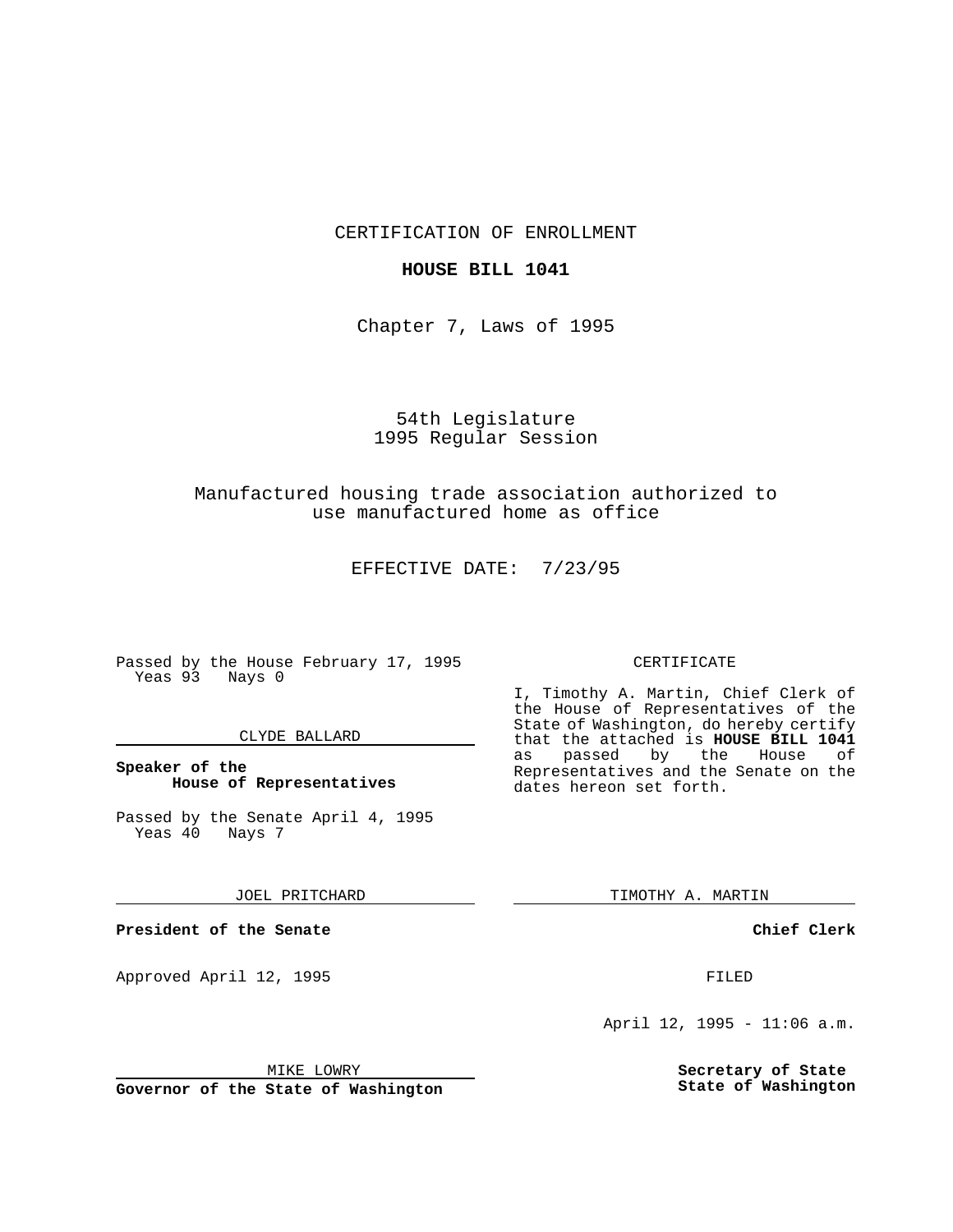CERTIFICATION OF ENROLLMENT

**HOUSE BILL 1041**

Chapter 7, Laws of 1995

54th Legislature
1995 Regular Session

Manufactured housing trade association authorized to use manufactured home as office

EFFECTIVE DATE: 7/23/95

Passed by the House February 17, 1995
Yeas 93 Nays 0

CLYDE BALLARD

**Speaker of the House of Representatives**

Passed by the Senate April 4, 1995
Yeas 40 Nays 7

JOEL PRITCHARD

**President of the Senate**

Approved April 12, 1995

MIKE LOWRY

**Governor of the State of Washington**

CERTIFICATE

I, Timothy A. Martin, Chief Clerk of the House of Representatives of the State of Washington, do hereby certify that the attached is **HOUSE BILL 1041** as passed by the House of Representatives and the Senate on the dates hereon set forth.

TIMOTHY A. MARTIN

**Chief Clerk**

FILED

April 12, 1995 - 11:06 a.m.

**Secretary of State State of Washington**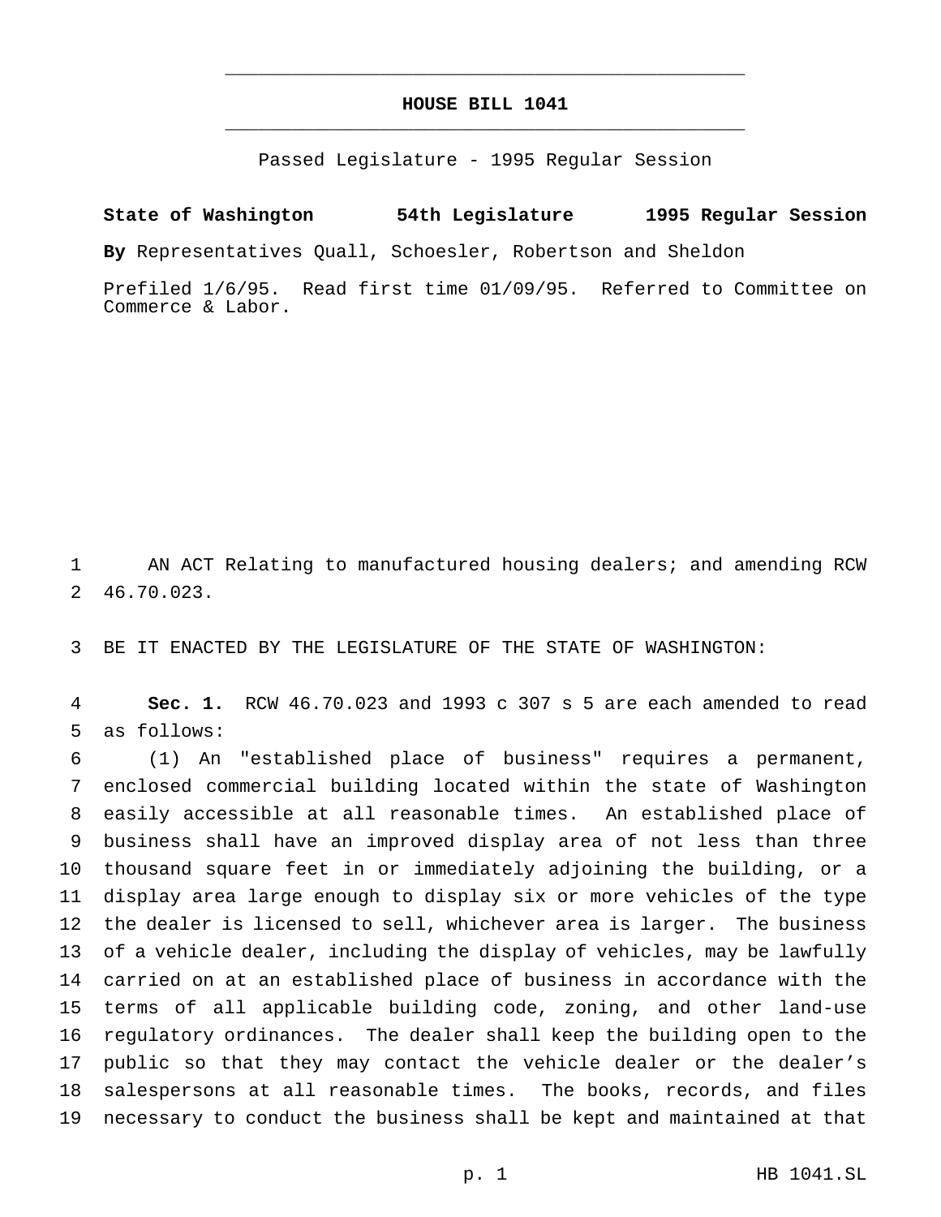# HOUSE BILL 1041

Passed Legislature - 1995 Regular Session

**State of Washington 54th Legislature 1995 Regular Session**

**By** Representatives Quall, Schoesler, Robertson and Sheldon

Prefiled 1/6/95. Read first time 01/09/95. Referred to Committee on Commerce & Labor.

AN ACT Relating to manufactured housing dealers; and amending RCW 46.70.023.

BE IT ENACTED BY THE LEGISLATURE OF THE STATE OF WASHINGTON:

**Sec. 1.** RCW 46.70.023 and 1993 c 307 s 5 are each amended to read as follows:

(1) An "established place of business" requires a permanent, enclosed commercial building located within the state of Washington easily accessible at all reasonable times. An established place of business shall have an improved display area of not less than three thousand square feet in or immediately adjoining the building, or a display area large enough to display six or more vehicles of the type the dealer is licensed to sell, whichever area is larger. The business of a vehicle dealer, including the display of vehicles, may be lawfully carried on at an established place of business in accordance with the terms of all applicable building code, zoning, and other land-use regulatory ordinances. The dealer shall keep the building open to the public so that they may contact the vehicle dealer or the dealer's salespersons at all reasonable times. The books, records, and files necessary to conduct the business shall be kept and maintained at that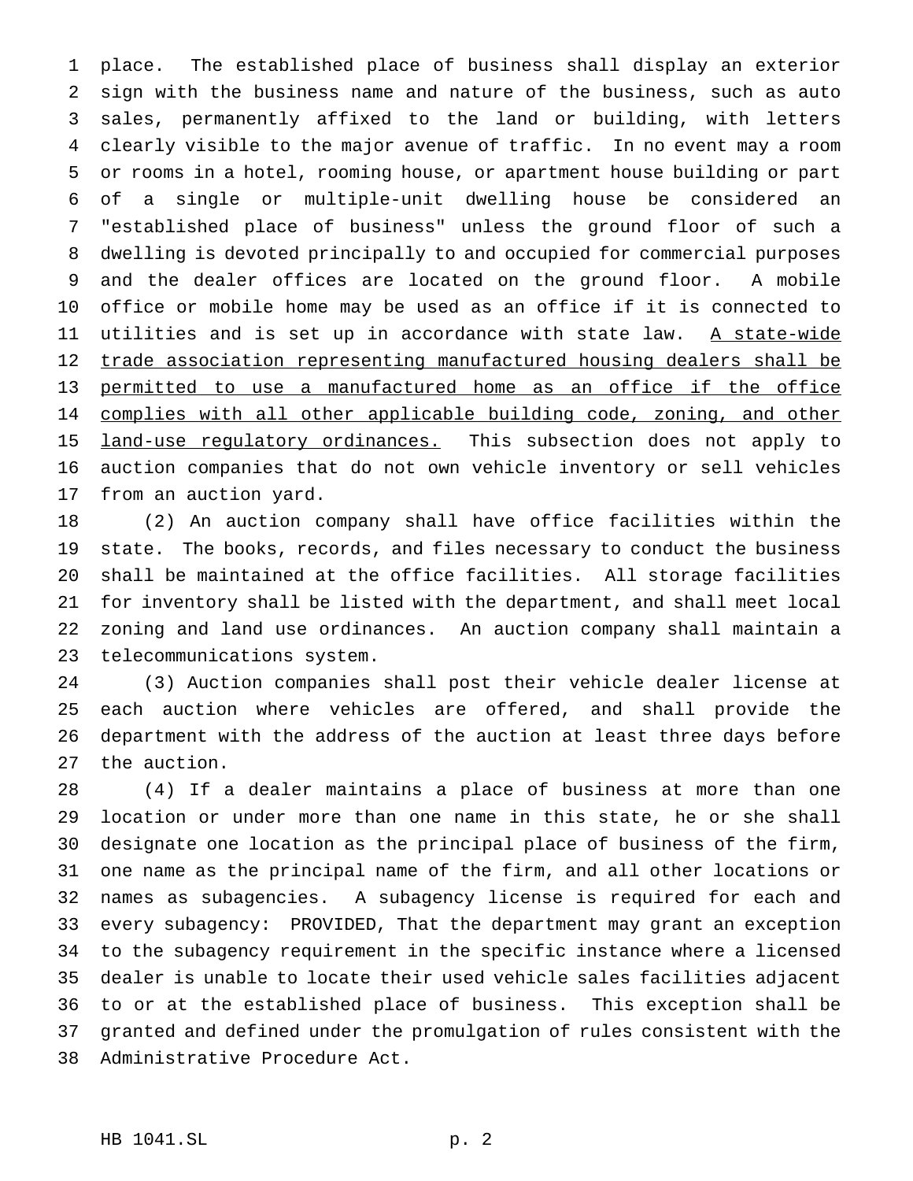place. The established place of business shall display an exterior sign with the business name and nature of the business, such as auto sales, permanently affixed to the land or building, with letters clearly visible to the major avenue of traffic. In no event may a room or rooms in a hotel, rooming house, or apartment house building or part of a single or multiple-unit dwelling house be considered an "established place of business" unless the ground floor of such a dwelling is devoted principally to and occupied for commercial purposes and the dealer offices are located on the ground floor. A mobile office or mobile home may be used as an office if it is connected to utilities and is set up in accordance with state law. <u>A state-wide trade association representing manufactured housing dealers shall be permitted to use a manufactured home as an office if the office complies with all other applicable building code, zoning, and other land-use regulatory ordinances.</u> This subsection does not apply to auction companies that do not own vehicle inventory or sell vehicles from an auction yard.

(2) An auction company shall have office facilities within the state. The books, records, and files necessary to conduct the business shall be maintained at the office facilities. All storage facilities for inventory shall be listed with the department, and shall meet local zoning and land use ordinances. An auction company shall maintain a telecommunications system.

(3) Auction companies shall post their vehicle dealer license at each auction where vehicles are offered, and shall provide the department with the address of the auction at least three days before the auction.

(4) If a dealer maintains a place of business at more than one location or under more than one name in this state, he or she shall designate one location as the principal place of business of the firm, one name as the principal name of the firm, and all other locations or names as subagencies. A subagency license is required for each and every subagency: PROVIDED, That the department may grant an exception to the subagency requirement in the specific instance where a licensed dealer is unable to locate their used vehicle sales facilities adjacent to or at the established place of business. This exception shall be granted and defined under the promulgation of rules consistent with the Administrative Procedure Act.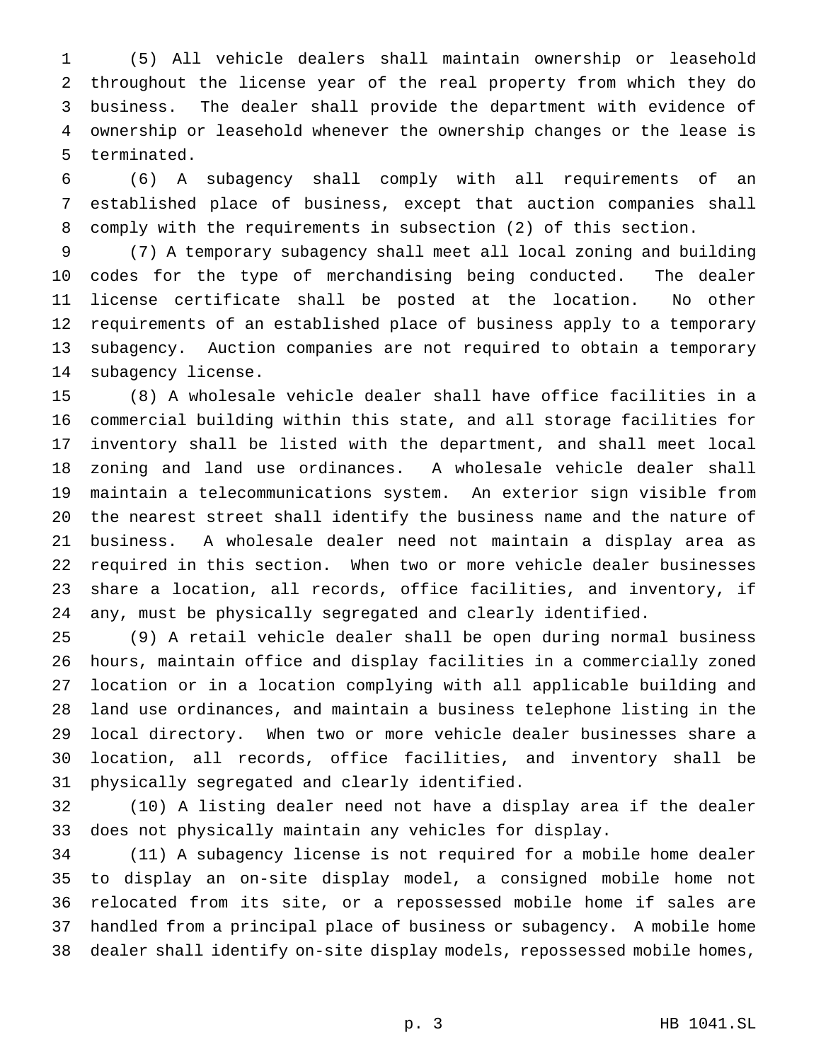(5) All vehicle dealers shall maintain ownership or leasehold throughout the license year of the real property from which they do business. The dealer shall provide the department with evidence of ownership or leasehold whenever the ownership changes or the lease is terminated.

(6) A subagency shall comply with all requirements of an established place of business, except that auction companies shall comply with the requirements in subsection (2) of this section.

(7) A temporary subagency shall meet all local zoning and building codes for the type of merchandising being conducted. The dealer license certificate shall be posted at the location. No other requirements of an established place of business apply to a temporary subagency. Auction companies are not required to obtain a temporary subagency license.

(8) A wholesale vehicle dealer shall have office facilities in a commercial building within this state, and all storage facilities for inventory shall be listed with the department, and shall meet local zoning and land use ordinances. A wholesale vehicle dealer shall maintain a telecommunications system. An exterior sign visible from the nearest street shall identify the business name and the nature of business. A wholesale dealer need not maintain a display area as required in this section. When two or more vehicle dealer businesses share a location, all records, office facilities, and inventory, if any, must be physically segregated and clearly identified.

(9) A retail vehicle dealer shall be open during normal business hours, maintain office and display facilities in a commercially zoned location or in a location complying with all applicable building and land use ordinances, and maintain a business telephone listing in the local directory. When two or more vehicle dealer businesses share a location, all records, office facilities, and inventory shall be physically segregated and clearly identified.

(10) A listing dealer need not have a display area if the dealer does not physically maintain any vehicles for display.

(11) A subagency license is not required for a mobile home dealer to display an on-site display model, a consigned mobile home not relocated from its site, or a repossessed mobile home if sales are handled from a principal place of business or subagency. A mobile home dealer shall identify on-site display models, repossessed mobile homes,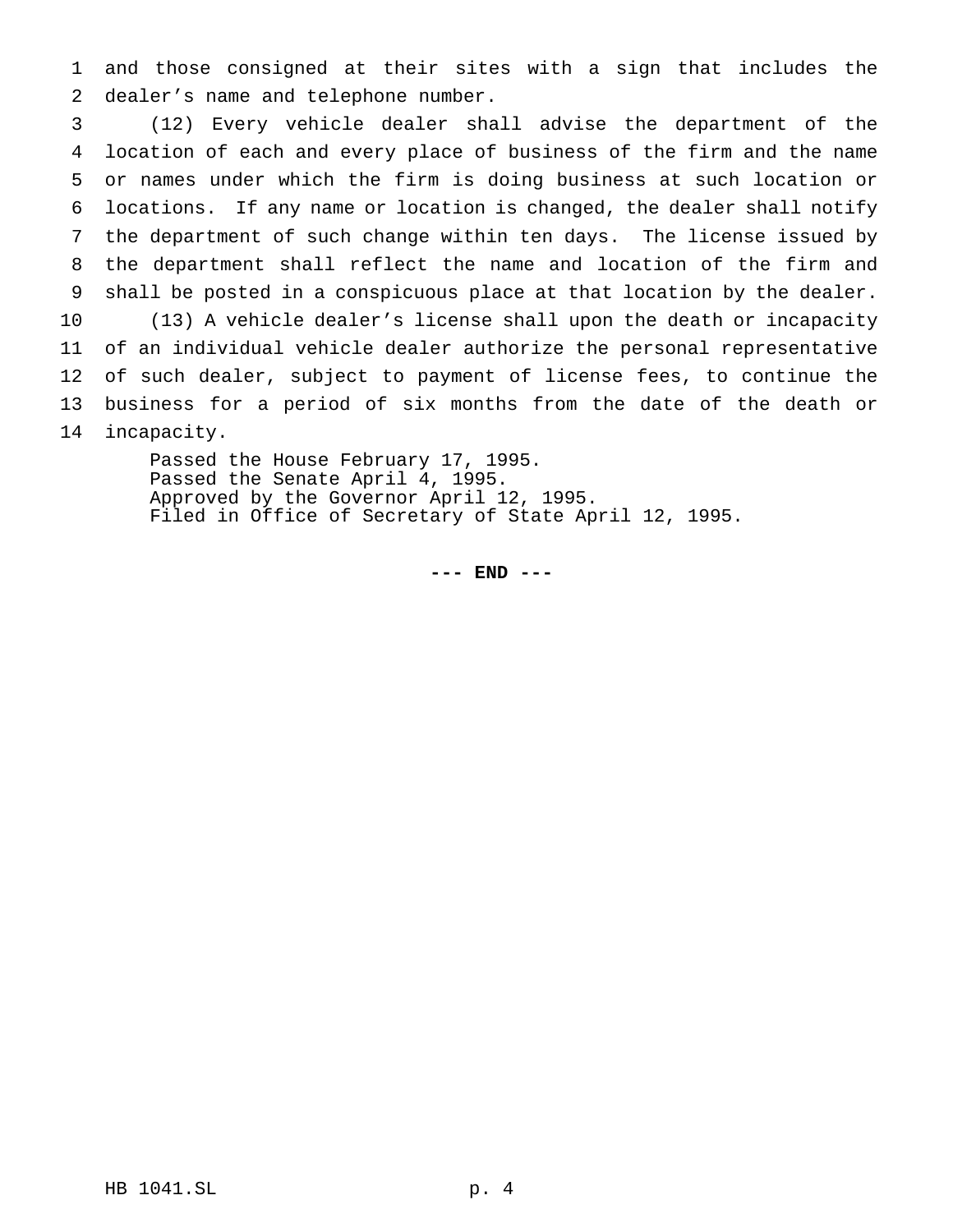and those consigned at their sites with a sign that includes the dealer's name and telephone number.

(12) Every vehicle dealer shall advise the department of the location of each and every place of business of the firm and the name or names under which the firm is doing business at such location or locations. If any name or location is changed, the dealer shall notify the department of such change within ten days. The license issued by the department shall reflect the name and location of the firm and shall be posted in a conspicuous place at that location by the dealer.

(13) A vehicle dealer's license shall upon the death or incapacity of an individual vehicle dealer authorize the personal representative of such dealer, subject to payment of license fees, to continue the business for a period of six months from the date of the death or incapacity.

Passed the House February 17, 1995.
Passed the Senate April 4, 1995.
Approved by the Governor April 12, 1995.
Filed in Office of Secretary of State April 12, 1995.

**--- END ---**